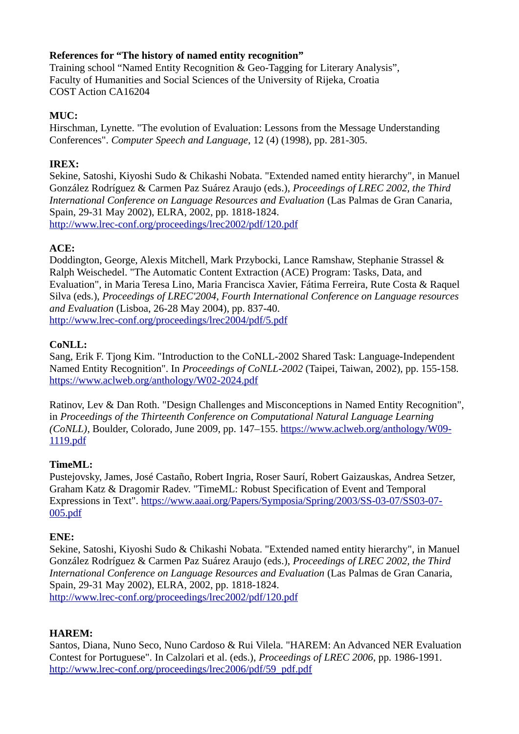**References for "The history of named entity recognition"**
Training school "Named Entity Recognition & Geo-Tagging for Literary Analysis",
Faculty of Humanities and Social Sciences of the University of Rijeka, Croatia
COST Action CA16204

**MUC:**
Hirschman, Lynette. "The evolution of Evaluation: Lessons from the Message Understanding Conferences". *Computer Speech and Language*, 12 (4) (1998), pp. 281-305.

**IREX:**
Sekine, Satoshi, Kiyoshi Sudo & Chikashi Nobata. "Extended named entity hierarchy", in Manuel González Rodríguez & Carmen Paz Suárez Araujo (eds.), *Proceedings of LREC 2002, the Third International Conference on Language Resources and Evaluation* (Las Palmas de Gran Canaria, Spain, 29-31 May 2002), ELRA, 2002, pp. 1818-1824.
http://www.lrec-conf.org/proceedings/lrec2002/pdf/120.pdf

**ACE:**
Doddington, George, Alexis Mitchell, Mark Przybocki, Lance Ramshaw, Stephanie Strassel & Ralph Weischedel. "The Automatic Content Extraction (ACE) Program: Tasks, Data, and Evaluation", in Maria Teresa Lino, Maria Francisca Xavier, Fátima Ferreira, Rute Costa & Raquel Silva (eds.), *Proceedings of LREC'2004, Fourth International Conference on Language resources and Evaluation* (Lisboa, 26-28 May 2004), pp. 837-40.
http://www.lrec-conf.org/proceedings/lrec2004/pdf/5.pdf

**CoNLL:**
Sang, Erik F. Tjong Kim. "Introduction to the CoNLL-2002 Shared Task: Language-Independent Named Entity Recognition". In *Proceedings of CoNLL-2002* (Taipei, Taiwan, 2002), pp. 155-158.
https://www.aclweb.org/anthology/W02-2024.pdf

Ratinov, Lev & Dan Roth. "Design Challenges and Misconceptions in Named Entity Recognition", in *Proceedings of the Thirteenth Conference on Computational Natural Language Learning (CoNLL)*, Boulder, Colorado, June 2009, pp. 147–155. https://www.aclweb.org/anthology/W09-1119.pdf

**TimeML:**
Pustejovsky, James, José Castaño, Robert Ingria, Roser Saurí, Robert Gaizauskas, Andrea Setzer, Graham Katz & Dragomir Radev. "TimeML: Robust Specification of Event and Temporal Expressions in Text". https://www.aaai.org/Papers/Symposia/Spring/2003/SS-03-07/SS03-07-005.pdf

**ENE:**
Sekine, Satoshi, Kiyoshi Sudo & Chikashi Nobata. "Extended named entity hierarchy", in Manuel González Rodríguez & Carmen Paz Suárez Araujo (eds.), *Proceedings of LREC 2002, the Third International Conference on Language Resources and Evaluation* (Las Palmas de Gran Canaria, Spain, 29-31 May 2002), ELRA, 2002, pp. 1818-1824.
http://www.lrec-conf.org/proceedings/lrec2002/pdf/120.pdf

**HAREM:**
Santos, Diana, Nuno Seco, Nuno Cardoso & Rui Vilela. "HAREM: An Advanced NER Evaluation Contest for Portuguese". In Calzolari et al. (eds.), *Proceedings of LREC 2006*, pp. 1986-1991.
http://www.lrec-conf.org/proceedings/lrec2006/pdf/59_pdf.pdf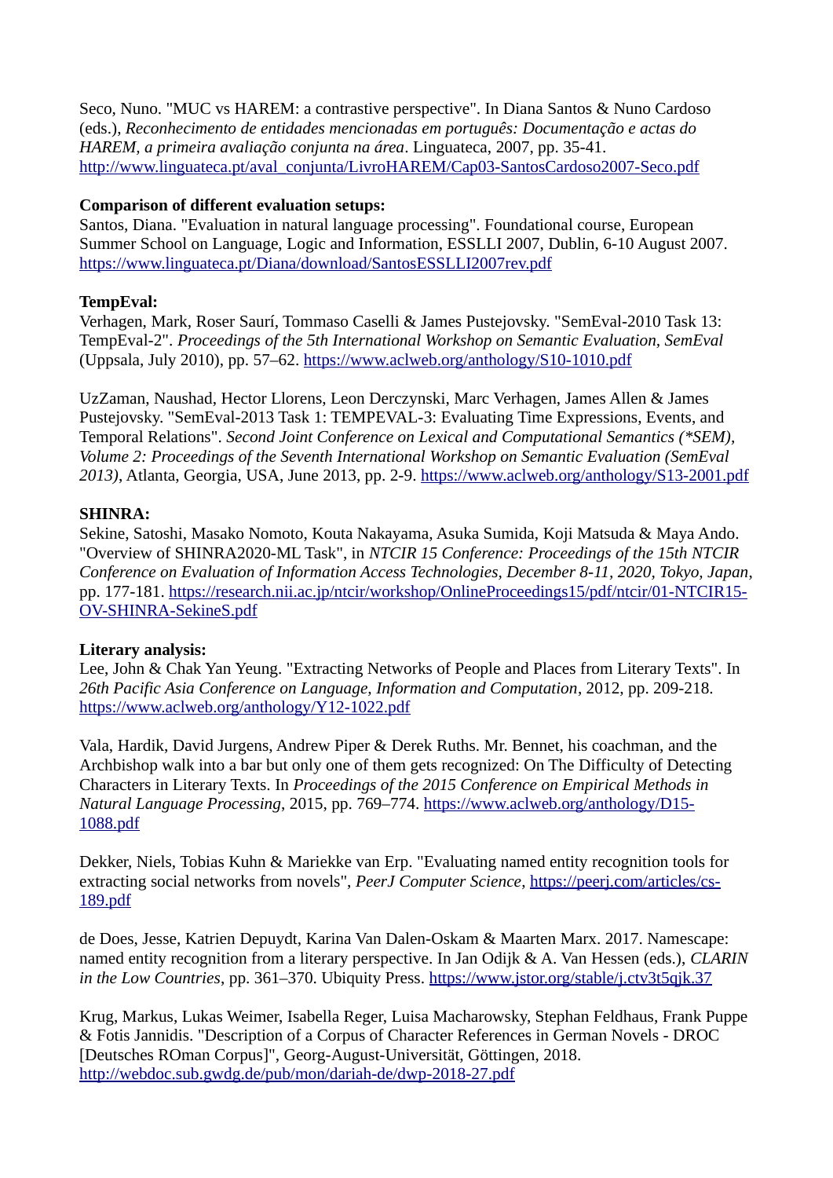Seco, Nuno. "MUC vs HAREM: a contrastive perspective". In Diana Santos & Nuno Cardoso (eds.), *Reconhecimento de entidades mencionadas em português: Documentação e actas do HAREM, a primeira avaliação conjunta na área*. Linguateca, 2007, pp. 35-41. http://www.linguateca.pt/aval_conjunta/LivroHAREM/Cap03-SantosCardoso2007-Seco.pdf

**Comparison of different evaluation setups:**
Santos, Diana. "Evaluation in natural language processing". Foundational course, European Summer School on Language, Logic and Information, ESSLLI 2007, Dublin, 6-10 August 2007. https://www.linguateca.pt/Diana/download/SantosESSLLI2007rev.pdf

**TempEval:**
Verhagen, Mark, Roser Saurí, Tommaso Caselli & James Pustejovsky. "SemEval-2010 Task 13: TempEval-2". *Proceedings of the 5th International Workshop on Semantic Evaluation, SemEval* (Uppsala, July 2010), pp. 57–62. https://www.aclweb.org/anthology/S10-1010.pdf

UzZaman, Naushad, Hector Llorens, Leon Derczynski, Marc Verhagen, James Allen & James Pustejovsky. "SemEval-2013 Task 1: TEMPEVAL-3: Evaluating Time Expressions, Events, and Temporal Relations". *Second Joint Conference on Lexical and Computational Semantics (*SEM), Volume 2: Proceedings of the Seventh International Workshop on Semantic Evaluation (SemEval 2013)*, Atlanta, Georgia, USA, June 2013, pp. 2-9. https://www.aclweb.org/anthology/S13-2001.pdf

**SHINRA:**
Sekine, Satoshi, Masako Nomoto, Kouta Nakayama, Asuka Sumida, Koji Matsuda & Maya Ando. "Overview of SHINRA2020-ML Task", in *NTCIR 15 Conference: Proceedings of the 15th NTCIR Conference on Evaluation of Information Access Technologies, December 8-11, 2020, Tokyo, Japan*, pp. 177-181. https://research.nii.ac.jp/ntcir/workshop/OnlineProceedings15/pdf/ntcir/01-NTCIR15-OV-SHINRA-SekineS.pdf

**Literary analysis:**
Lee, John & Chak Yan Yeung. "Extracting Networks of People and Places from Literary Texts". In *26th Pacific Asia Conference on Language, Information and Computation*, 2012, pp. 209-218. https://www.aclweb.org/anthology/Y12-1022.pdf

Vala, Hardik, David Jurgens, Andrew Piper & Derek Ruths. Mr. Bennet, his coachman, and the Archbishop walk into a bar but only one of them gets recognized: On The Difficulty of Detecting Characters in Literary Texts. In *Proceedings of the 2015 Conference on Empirical Methods in Natural Language Processing*, 2015, pp. 769–774. https://www.aclweb.org/anthology/D15-1088.pdf

Dekker, Niels, Tobias Kuhn & Mariekke van Erp. "Evaluating named entity recognition tools for extracting social networks from novels", *PeerJ Computer Science*, https://peerj.com/articles/cs-189.pdf

de Does, Jesse, Katrien Depuydt, Karina Van Dalen-Oskam & Maarten Marx. 2017. Namescape: named entity recognition from a literary perspective. In Jan Odijk & A. Van Hessen (eds.), *CLARIN in the Low Countries*, pp. 361–370. Ubiquity Press. https://www.jstor.org/stable/j.ctv3t5qjk.37

Krug, Markus, Lukas Weimer, Isabella Reger, Luisa Macharowsky, Stephan Feldhaus, Frank Puppe & Fotis Jannidis. "Description of a Corpus of Character References in German Novels - DROC [Deutsches ROman Corpus]", Georg-August-Universität, Göttingen, 2018. http://webdoc.sub.gwdg.de/pub/mon/dariah-de/dwp-2018-27.pdf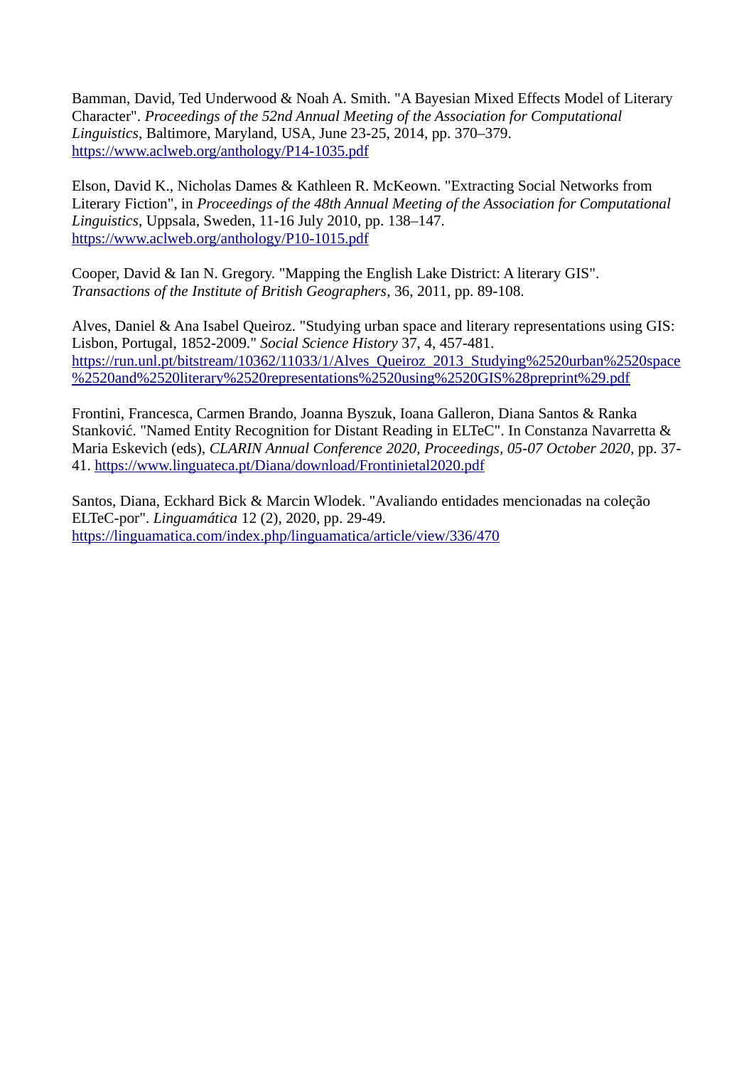Bamman, David, Ted Underwood & Noah A. Smith. "A Bayesian Mixed Effects Model of Literary Character". *Proceedings of the 52nd Annual Meeting of the Association for Computational Linguistics*, Baltimore, Maryland, USA, June 23-25, 2014, pp. 370–379. https://www.aclweb.org/anthology/P14-1035.pdf

Elson, David K., Nicholas Dames & Kathleen R. McKeown. "Extracting Social Networks from Literary Fiction", in *Proceedings of the 48th Annual Meeting of the Association for Computational Linguistics*, Uppsala, Sweden, 11-16 July 2010, pp. 138–147. https://www.aclweb.org/anthology/P10-1015.pdf

Cooper, David & Ian N. Gregory. "Mapping the English Lake District: A literary GIS". *Transactions of the Institute of British Geographers*, 36, 2011, pp. 89-108.

Alves, Daniel & Ana Isabel Queiroz. "Studying urban space and literary representations using GIS: Lisbon, Portugal, 1852-2009." *Social Science History* 37, 4, 457-481. https://run.unl.pt/bitstream/10362/11033/1/Alves_Queiroz_2013_Studying%2520urban%2520space%2520and%2520literary%2520representations%2520using%2520GIS%28preprint%29.pdf

Frontini, Francesca, Carmen Brando, Joanna Byszuk, Ioana Galleron, Diana Santos & Ranka Stanković. "Named Entity Recognition for Distant Reading in ELTeC". In Constanza Navarretta & Maria Eskevich (eds), *CLARIN Annual Conference 2020, Proceedings, 05-07 October 2020*, pp. 37-41. https://www.linguateca.pt/Diana/download/Frontinietal2020.pdf

Santos, Diana, Eckhard Bick & Marcin Wlodek. "Avaliando entidades mencionadas na coleção ELTeC-por". *Linguamática* 12 (2), 2020, pp. 29-49. https://linguamatica.com/index.php/linguamatica/article/view/336/470